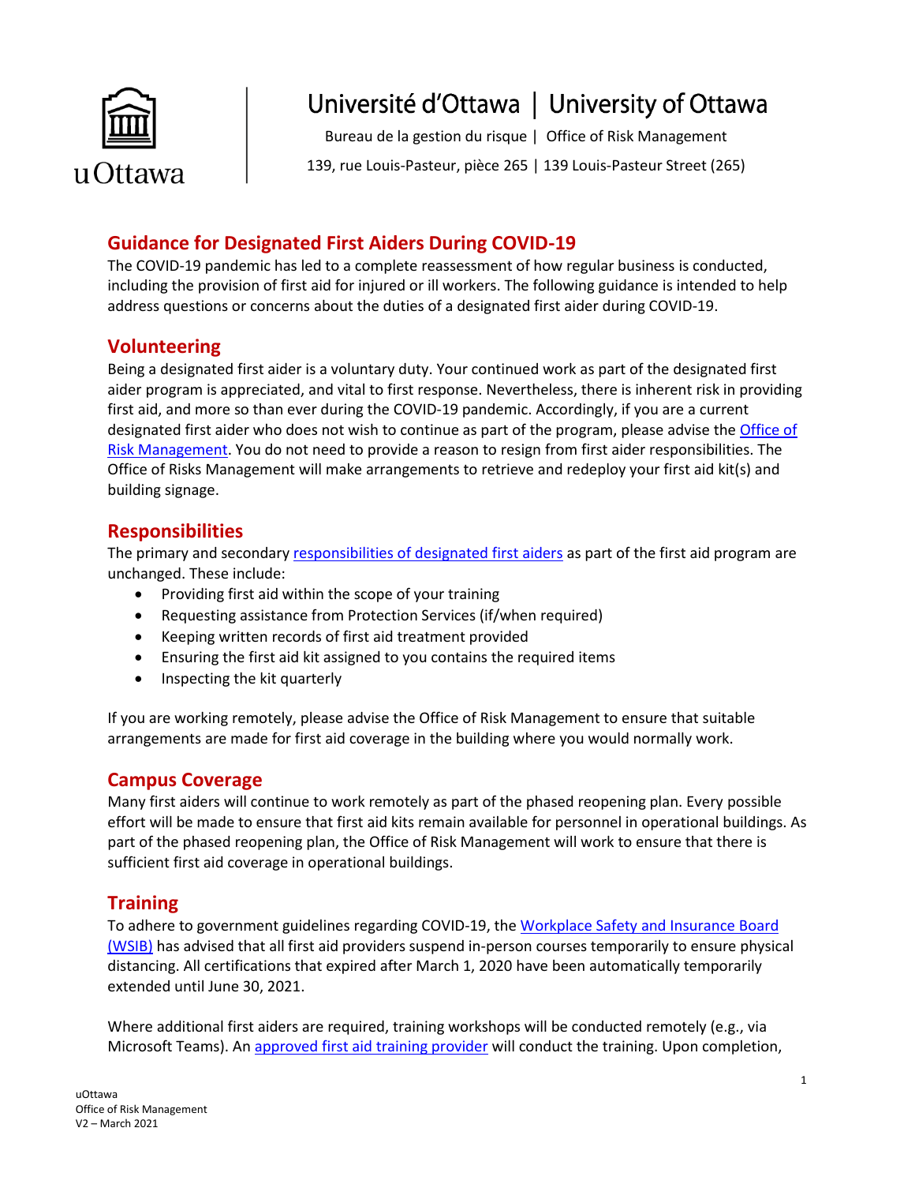Université d'Ottawa | University of Ottawa

Bureau de la gestion du risque | Office of Risk Management

139, rue Louis-Pasteur, pièce 265 | 139 Louis-Pasteur Street (265)

## Guidance for Designated First Aiders During COVID-19

The COVID-19 pandemic has led to a complete reassessment of how regular business is conducted, including the provision of first aid for injured or ill workers. The following guidance is intended to help address questions or concerns about the duties of a designated first aider during COVID-19.

## Volunteering

Being a designated first aider is a voluntary duty. Your continued work as part of the designated first aider program is appreciated, and vital to first response. Nevertheless, there is inherent risk in providing first aid, and more so than ever during the COVID-19 pandemic. Accordingly, if you are a current designated first aider who does not wish to continue as part of the program, please advise the Office of Risk Management. You do not need to provide a reason to resign from first aider responsibilities. The Office of Risks Management will make arrangements to retrieve and redeploy your first aid kit(s) and building signage.

## Responsibilities

The primary and secondary responsibilities of designated first aiders as part of the first aid program are unchanged. These include:

- Providing first aid within the scope of your training
- Requesting assistance from Protection Services (if/when required)
- Keeping written records of first aid treatment provided
- Ensuring the first aid kit assigned to you contains the required items
- Inspecting the kit quarterly

If you are working remotely, please advise the Office of Risk Management to ensure that suitable arrangements are made for first aid coverage in the building where you would normally work.

## Campus Coverage

Many first aiders will continue to work remotely as part of the phased reopening plan. Every possible effort will be made to ensure that first aid kits remain available for personnel in operational buildings. As part of the phased reopening plan, the Office of Risk Management will work to ensure that there is sufficient first aid coverage in operational buildings.

## Training

To adhere to government guidelines regarding COVID-19, the Workplace Safety and Insurance Board (WSIB) has advised that all first aid providers suspend in-person courses temporarily to ensure physical distancing. All certifications that expired after March 1, 2020 have been automatically temporarily extended until June 30, 2021.

Where additional first aiders are required, training workshops will be conducted remotely (e.g., via Microsoft Teams). An approved first aid training provider will conduct the training. Upon completion,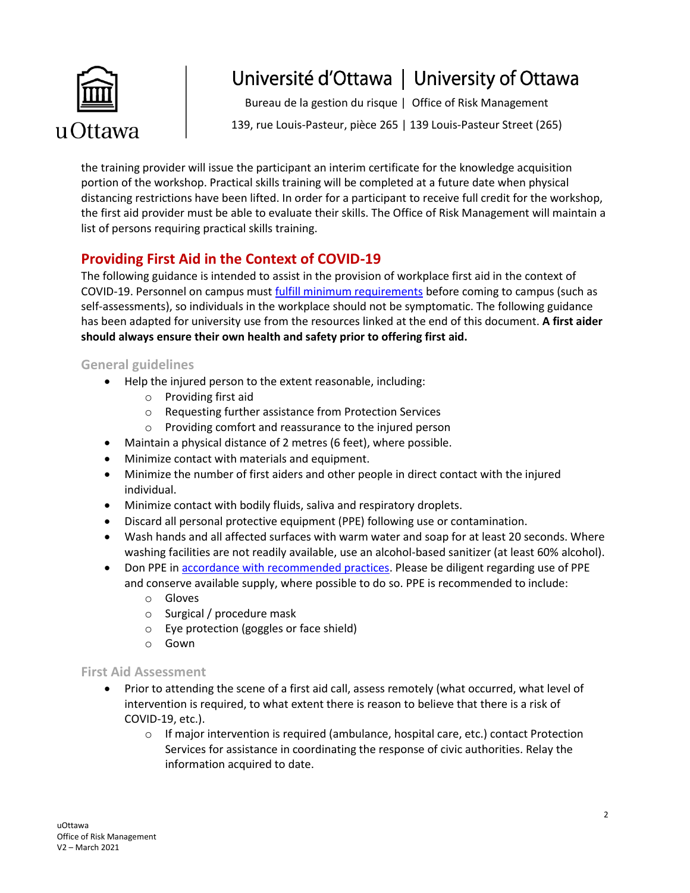the training provider will issue the participant an interim certificate for the knowledge acquisition portion of the workshop. Practical skills training will be completed at a future date when physical distancing restrictions have been lifted. In order for a participant to receive full credit for the workshop, the first aid provider must be able to evaluate their skills. The Office of Risk Management will maintain a list of persons requiring practical skills training.

## Providing First Aid in the Context of COVID-19

The following guidance is intended to assist in the provision of workplace first aid in the context of COVID-19. Personnel on campus must fulfill minimum requirements before coming to campus (such as self-assessments), so individuals in the workplace should not be symptomatic. The following guidance has been adapted for university use from the resources linked at the end of this document. **A first aider should always ensure their own health and safety prior to offering first aid.**

### General guidelines

- Help the injured person to the extent reasonable, including:
  - Providing first aid
  - Requesting further assistance from Protection Services
  - Providing comfort and reassurance to the injured person
- Maintain a physical distance of 2 metres (6 feet), where possible.
- Minimize contact with materials and equipment.
- Minimize the number of first aiders and other people in direct contact with the injured individual.
- Minimize contact with bodily fluids, saliva and respiratory droplets.
- Discard all personal protective equipment (PPE) following use or contamination.
- Wash hands and all affected surfaces with warm water and soap for at least 20 seconds. Where washing facilities are not readily available, use an alcohol-based sanitizer (at least 60% alcohol).
- Don PPE in accordance with recommended practices. Please be diligent regarding use of PPE and conserve available supply, where possible to do so. PPE is recommended to include:
  - Gloves
  - Surgical / procedure mask
  - Eye protection (goggles or face shield)
  - Gown

### First Aid Assessment

- Prior to attending the scene of a first aid call, assess remotely (what occurred, what level of intervention is required, to what extent there is reason to believe that there is a risk of COVID-19, etc.).
  - If major intervention is required (ambulance, hospital care, etc.) contact Protection Services for assistance in coordinating the response of civic authorities. Relay the information acquired to date.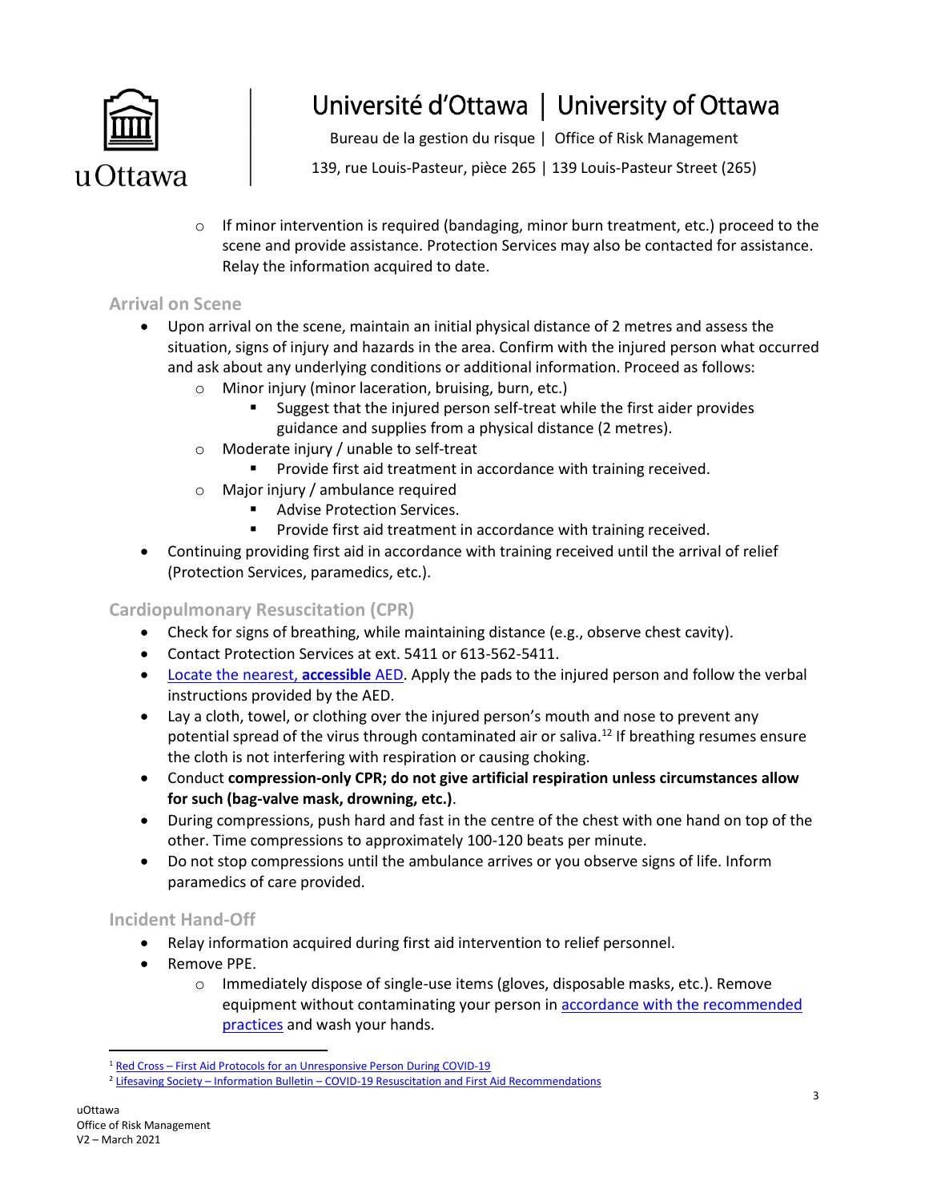- If minor intervention is required (bandaging, minor burn treatment, etc.) proceed to the scene and provide assistance. Protection Services may also be contacted for assistance. Relay the information acquired to date.

## Arrival on Scene

- Upon arrival on the scene, maintain an initial physical distance of 2 metres and assess the situation, signs of injury and hazards in the area. Confirm with the injured person what occurred and ask about any underlying conditions or additional information. Proceed as follows:
  - Minor injury (minor laceration, bruising, burn, etc.)
    - Suggest that the injured person self-treat while the first aider provides guidance and supplies from a physical distance (2 metres).
  - Moderate injury / unable to self-treat
    - Provide first aid treatment in accordance with training received.
  - Major injury / ambulance required
    - Advise Protection Services.
    - Provide first aid treatment in accordance with training received.
- Continuing providing first aid in accordance with training received until the arrival of relief (Protection Services, paramedics, etc.).

## Cardiopulmonary Resuscitation (CPR)

- Check for signs of breathing, while maintaining distance (e.g., observe chest cavity).
- Contact Protection Services at ext. 5411 or 613-562-5411.
- Locate the nearest, **accessible** AED. Apply the pads to the injured person and follow the verbal instructions provided by the AED.
- Lay a cloth, towel, or clothing over the injured person's mouth and nose to prevent any potential spread of the virus through contaminated air or saliva.[1,2] If breathing resumes ensure the cloth is not interfering with respiration or causing choking.
- Conduct **compression-only CPR; do not give artificial respiration unless circumstances allow for such (bag-valve mask, drowning, etc.)**.
- During compressions, push hard and fast in the centre of the chest with one hand on top of the other. Time compressions to approximately 100-120 beats per minute.
- Do not stop compressions until the ambulance arrives or you observe signs of life. Inform paramedics of care provided.

## Incident Hand-Off

- Relay information acquired during first aid intervention to relief personnel.
- Remove PPE.
  - Immediately dispose of single-use items (gloves, disposable masks, etc.). Remove equipment without contaminating your person in accordance with the recommended practices and wash your hands.

---

[1] Red Cross – First Aid Protocols for an Unresponsive Person During COVID-19

[2] Lifesaving Society – Information Bulletin – COVID-19 Resuscitation and First Aid Recommendations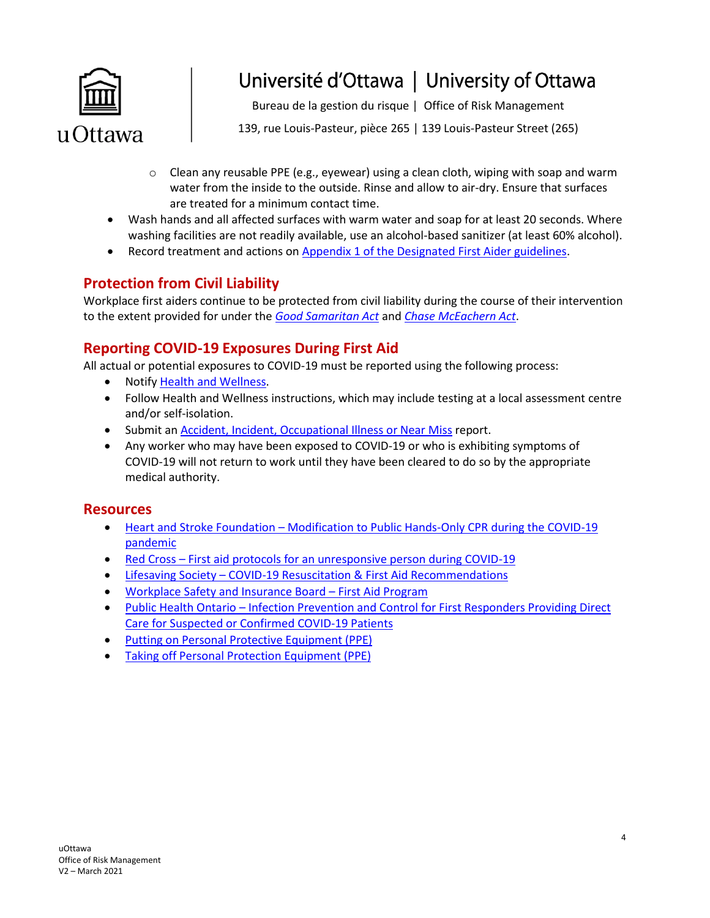- Clean any reusable PPE (e.g., eyewear) using a clean cloth, wiping with soap and warm water from the inside to the outside. Rinse and allow to air-dry. Ensure that surfaces are treated for a minimum contact time.
- Wash hands and all affected surfaces with warm water and soap for at least 20 seconds. Where washing facilities are not readily available, use an alcohol-based sanitizer (at least 60% alcohol).
- Record treatment and actions on Appendix 1 of the Designated First Aider guidelines.

## Protection from Civil Liability

Workplace first aiders continue to be protected from civil liability during the course of their intervention to the extent provided for under the *Good Samaritan Act* and *Chase McEachern Act*.

## Reporting COVID-19 Exposures During First Aid

All actual or potential exposures to COVID-19 must be reported using the following process:

- Notify Health and Wellness.
- Follow Health and Wellness instructions, which may include testing at a local assessment centre and/or self-isolation.
- Submit an Accident, Incident, Occupational Illness or Near Miss report.
- Any worker who may have been exposed to COVID-19 or who is exhibiting symptoms of COVID-19 will not return to work until they have been cleared to do so by the appropriate medical authority.

## Resources

- Heart and Stroke Foundation – Modification to Public Hands-Only CPR during the COVID-19 pandemic
- Red Cross – First aid protocols for an unresponsive person during COVID-19
- Lifesaving Society – COVID-19 Resuscitation & First Aid Recommendations
- Workplace Safety and Insurance Board – First Aid Program
- Public Health Ontario – Infection Prevention and Control for First Responders Providing Direct Care for Suspected or Confirmed COVID-19 Patients
- Putting on Personal Protective Equipment (PPE)
- Taking off Personal Protection Equipment (PPE)